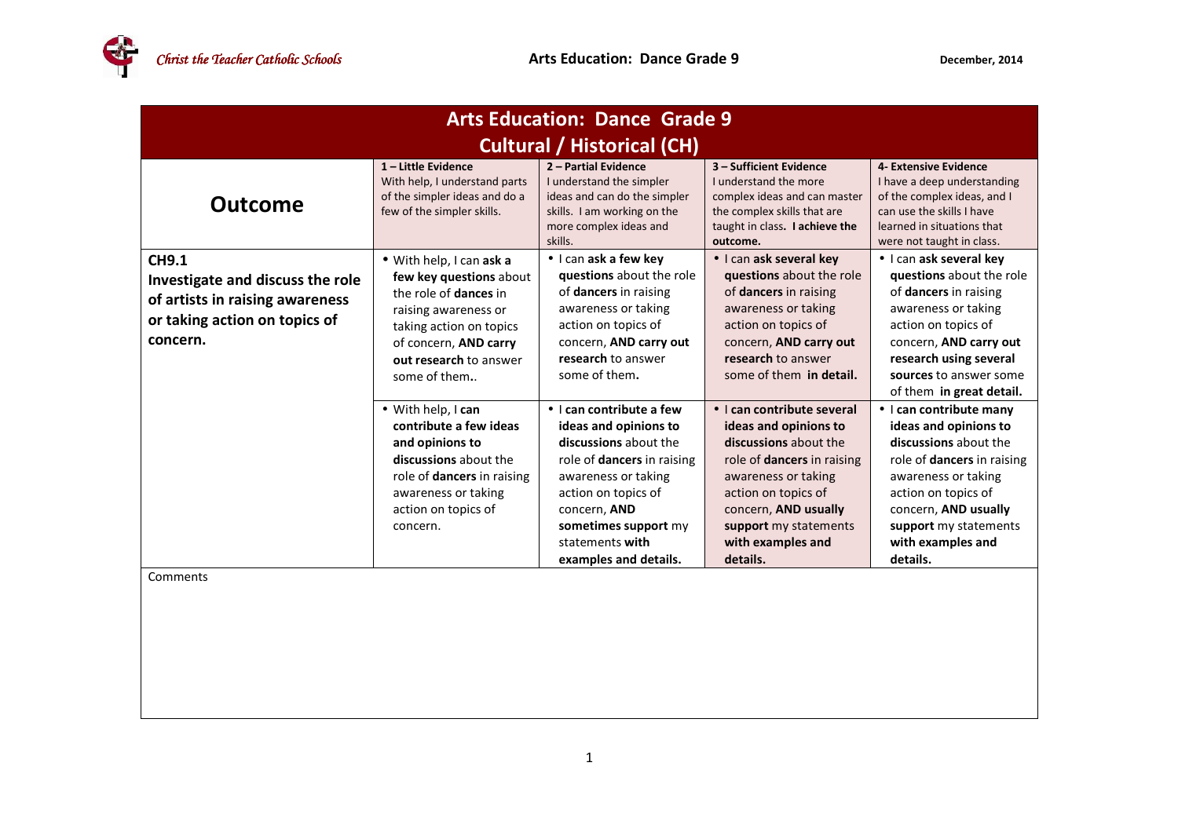# Arts Education: Dance Grade 9

## Cultural / Historical (CH)

| Outcome | 1 – Little Evidence<br>With help, I understand parts of the simpler ideas and do a few of the simpler skills. | 2 – Partial Evidence<br>I understand the simpler ideas and can do the simpler skills. I am working on the more complex ideas and skills. | 3 – Sufficient Evidence<br>I understand the more complex ideas and can master the complex skills that are taught in class. **I achieve the outcome.** | 4- Extensive Evidence<br>I have a deep understanding of the complex ideas, and I can use the skills I have learned in situations that were not taught in class. |
|---|---|---|---|---|
| **CH9.1**<br>**Investigate and discuss the role of artists in raising awareness or taking action on topics of concern.** | • With help, I can **ask a few key questions** about the role of **dances** in raising awareness or taking action on topics of concern, **AND carry out research** to answer some of them.. | • I can **ask a few key questions** about the role of **dancers** in raising awareness or taking action on topics of concern, **AND carry out research** to answer some of them**.** | • I can **ask several key questions** about the role of **dancers** in raising awareness or taking action on topics of concern, **AND carry out research** to answer some of them **in detail.** | • I can **ask several key questions** about the role of **dancers** in raising awareness or taking action on topics of concern, **AND carry out research using several sources** to answer some of them **in great detail.** |
| | • With help, I **can contribute a few ideas and opinions to discussions** about the role of **dancers** in raising awareness or taking action on topics of concern. | • I **can contribute a few ideas and opinions to discussions** about the role of **dancers** in raising awareness or taking action on topics of concern, **AND sometimes support** my statements **with examples and details.** | • I **can contribute several ideas and opinions to discussions** about the role of **dancers** in raising awareness or taking action on topics of concern, **AND usually support** my statements **with examples and details.** | • I **can contribute many ideas and opinions to discussions** about the role of **dancers** in raising awareness or taking action on topics of concern, **AND usually support** my statements **with examples and details.** |

Comments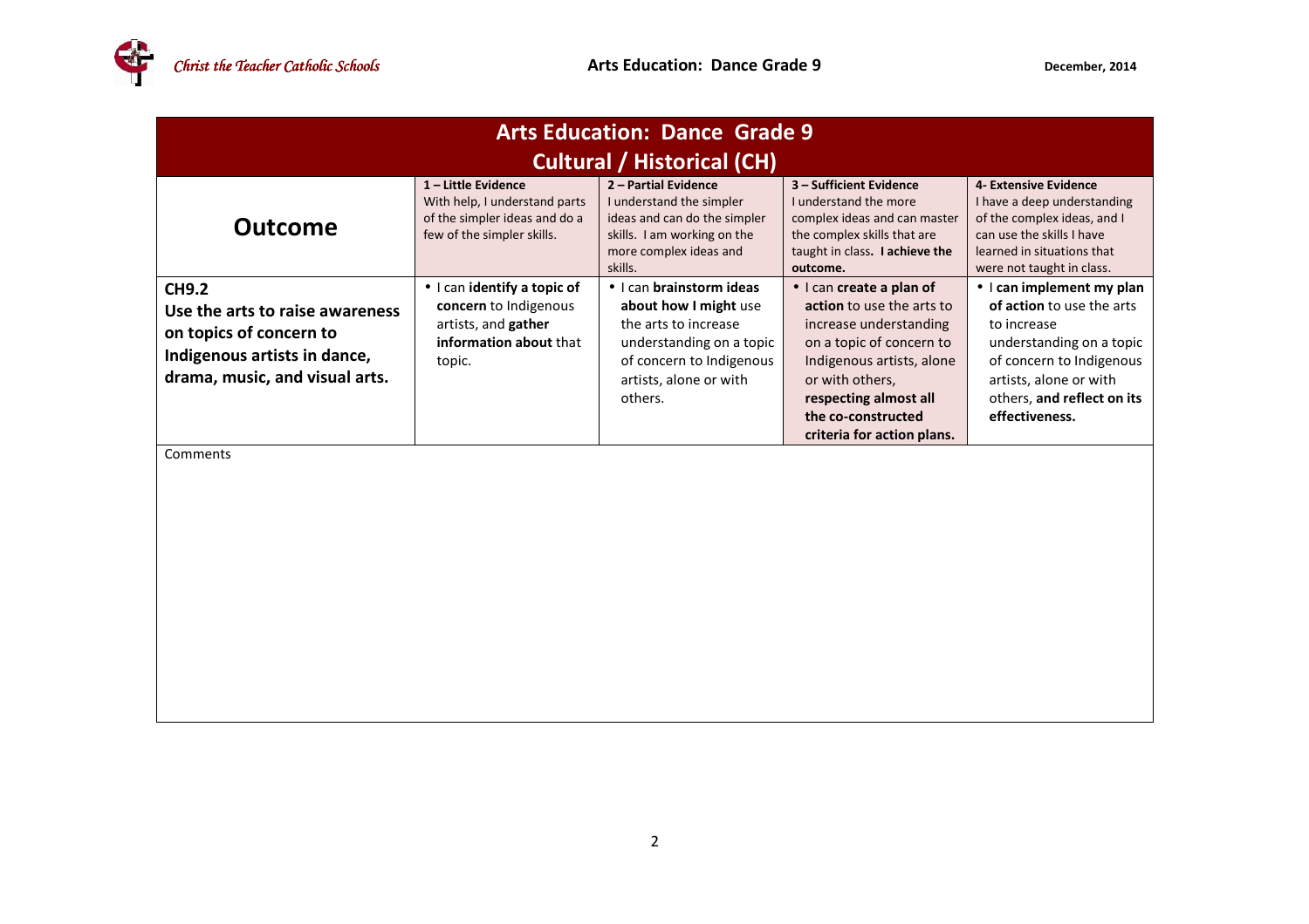| Arts Education: Dance Grade 9<br>Cultural / Historical (CH) | | | | |
|---|---|---|---|---|
| **Outcome** | **1 – Little Evidence**<br>With help, I understand parts of the simpler ideas and do a few of the simpler skills. | **2 – Partial Evidence**<br>I understand the simpler ideas and can do the simpler skills. I am working on the more complex ideas and skills. | **3 – Sufficient Evidence**<br>I understand the more complex ideas and can master the complex skills that are taught in class**. I achieve the outcome.** | **4- Extensive Evidence**<br>I have a deep understanding of the complex ideas, and I can use the skills I have learned in situations that were not taught in class. |
| **CH9.2**<br>**Use the arts to raise awareness on topics of concern to Indigenous artists in dance, drama, music, and visual arts.** | • I can **identify a topic of concern** to Indigenous artists, and **gather information about** that topic. | • I can **brainstorm ideas about how I might** use the arts to increase understanding on a topic of concern to Indigenous artists, alone or with others. | • I can **create a plan of action** to use the arts to increase understanding on a topic of concern to Indigenous artists, alone or with others, **respecting almost all the co-constructed criteria for action plans.** | • I **can implement my plan of action** to use the arts to increase understanding on a topic of concern to Indigenous artists, alone or with others, **and reflect on its effectiveness.** |
| Comments | | | | |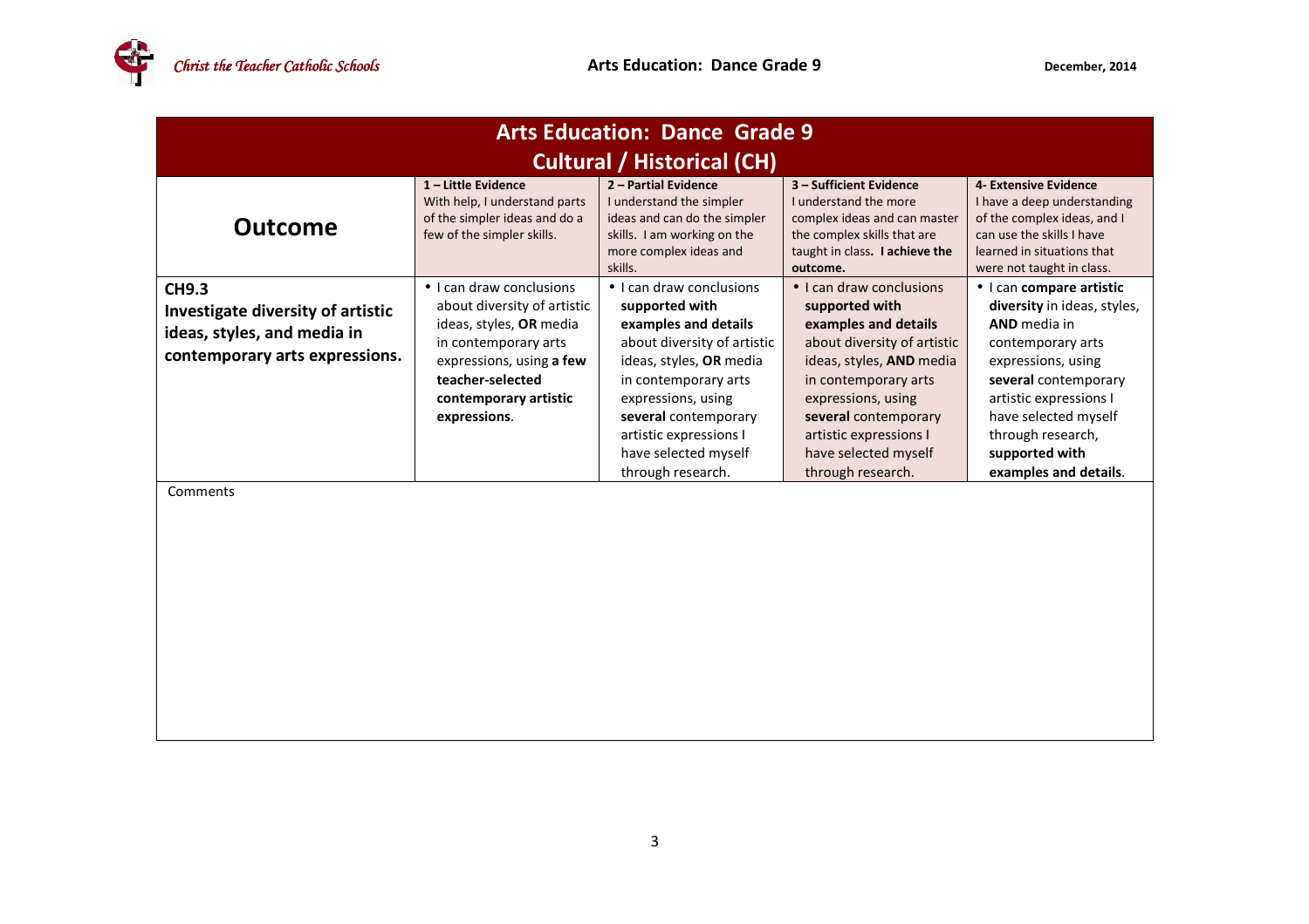| Arts Education: Dance Grade 9<br>Cultural / Historical (CH) | | | | |
|---|---|---|---|---|
| **Outcome** | **1 – Little Evidence**<br>With help, I understand parts of the simpler ideas and do a few of the simpler skills. | **2 – Partial Evidence**<br>I understand the simpler ideas and can do the simpler skills. I am working on the more complex ideas and skills. | **3 – Sufficient Evidence**<br>I understand the more complex ideas and can master the complex skills that are taught in class. **I achieve the outcome.** | **4- Extensive Evidence**<br>I have a deep understanding of the complex ideas, and I can use the skills I have learned in situations that were not taught in class. |
| **CH9.3**<br>**Investigate diversity of artistic ideas, styles, and media in contemporary arts expressions.** | • I can draw conclusions about diversity of artistic ideas, styles, **OR** media in contemporary arts expressions, using **a few teacher-selected contemporary artistic expressions**. | • I can draw conclusions **supported with examples and details** about diversity of artistic ideas, styles, **OR** media in contemporary arts expressions, using **several** contemporary artistic expressions I have selected myself through research. | • I can draw conclusions **supported with examples and details** about diversity of artistic ideas, styles, **AND** media in contemporary arts expressions, using **several** contemporary artistic expressions I have selected myself through research. | • I can **compare artistic diversity** in ideas, styles, **AND** media in contemporary arts expressions, using **several** contemporary artistic expressions I have selected myself through research, **supported with examples and details**. |
| Comments | | | | |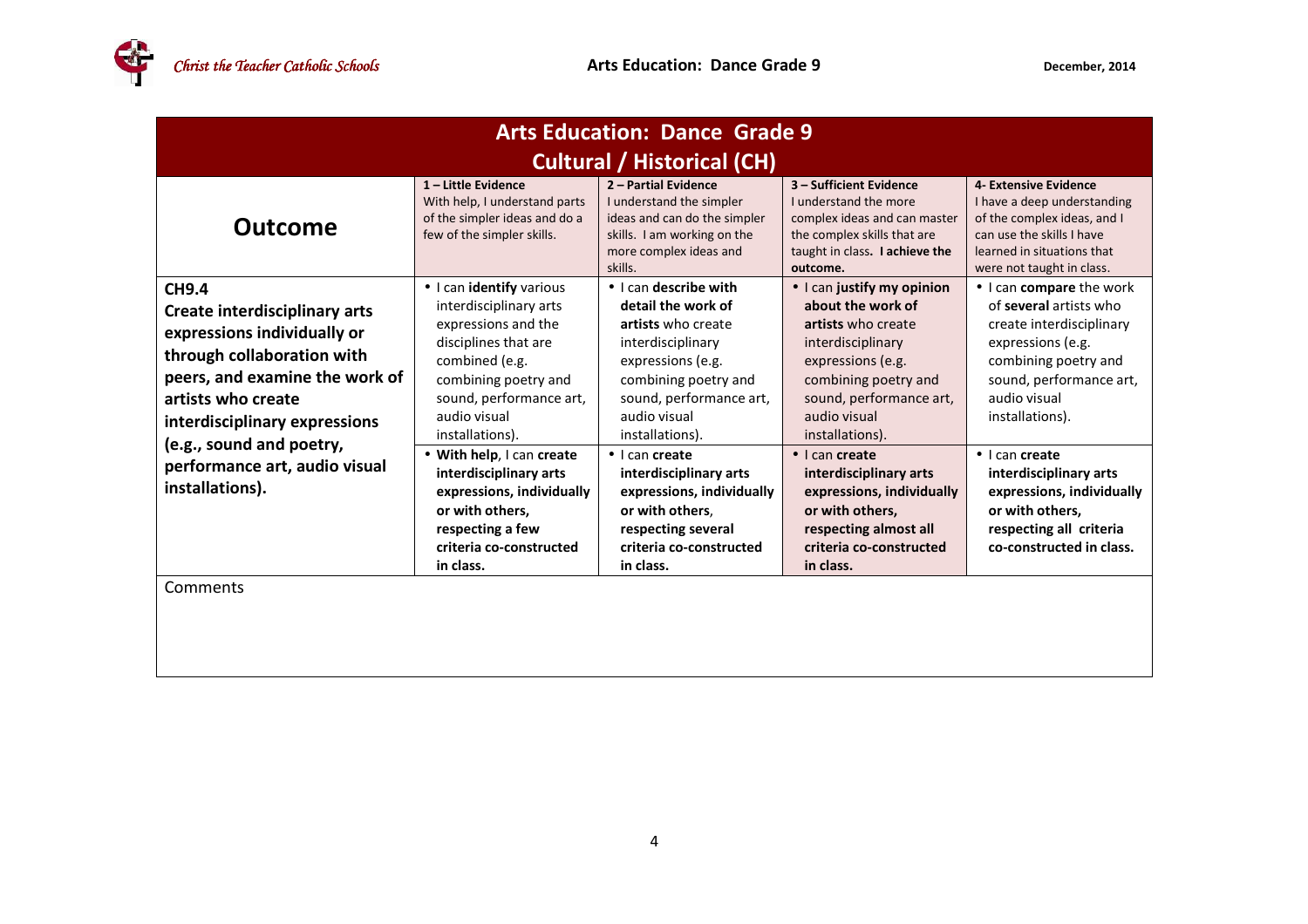# Arts Education: Dance Grade 9

## Cultural / Historical (CH)

| Outcome | 1 – Little Evidence<br>With help, I understand parts of the simpler ideas and do a few of the simpler skills. | 2 – Partial Evidence<br>I understand the simpler ideas and can do the simpler skills. I am working on the more complex ideas and skills. | 3 – Sufficient Evidence<br>I understand the more complex ideas and can master the complex skills that are taught in class. **I achieve the outcome.** | 4- Extensive Evidence<br>I have a deep understanding of the complex ideas, and I can use the skills I have learned in situations that were not taught in class. |
|---|---|---|---|---|
| **CH9.4**<br>**Create interdisciplinary arts expressions individually or through collaboration with peers, and examine the work of artists who create interdisciplinary expressions (e.g., sound and poetry, performance art, audio visual installations).** | • I can **identify** various interdisciplinary arts expressions and the disciplines that are combined (e.g. combining poetry and sound, performance art, audio visual installations). | • I can **describe with detail the work of artists** who create interdisciplinary expressions (e.g. combining poetry and sound, performance art, audio visual installations). | • I can **justify my opinion about the work of artists** who create interdisciplinary expressions (e.g. combining poetry and sound, performance art, audio visual installations). | • I can **compare** the work of **several** artists who create interdisciplinary expressions (e.g. combining poetry and sound, performance art, audio visual installations). |
| | • **With help**, I can **create interdisciplinary arts expressions, individually or with others, respecting a few criteria co-constructed in class.** | • I can **create interdisciplinary arts expressions, individually or with others**, **respecting several criteria co-constructed in class.** | • I can **create interdisciplinary arts expressions, individually or with others, respecting almost all criteria co-constructed in class.** | • I can **create interdisciplinary arts expressions, individually or with others, respecting all criteria co-constructed in class.** |

Comments